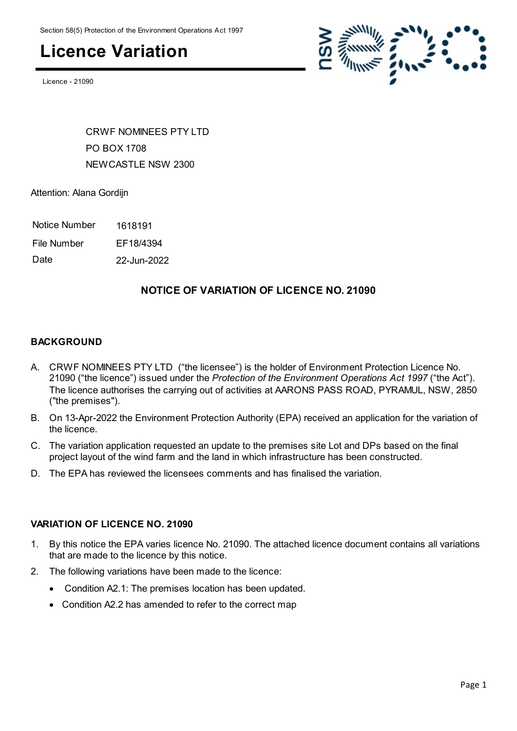Section 58(5) Protection of the Environment Operations Act 1997

# Licence Variation

Licence - 21090

CRWF NOMINEES PTY LTD
PO BOX 1708
NEWCASTLE NSW 2300

Attention: Alana Gordijn

| | |
|---|---|
| Notice Number | 1618191 |
| File Number | EF18/4394 |
| Date | 22-Jun-2022 |

## NOTICE OF VARIATION OF LICENCE NO. 21090

### BACKGROUND

A. CRWF NOMINEES PTY LTD ("the licensee") is the holder of Environment Protection Licence No. 21090 ("the licence") issued under the *Protection of the Environment Operations Act 1997* ("the Act"). The licence authorises the carrying out of activities at AARONS PASS ROAD, PYRAMUL, NSW, 2850 ("the premises").

B. On 13-Apr-2022 the Environment Protection Authority (EPA) received an application for the variation of the licence.

C. The variation application requested an update to the premises site Lot and DPs based on the final project layout of the wind farm and the land in which infrastructure has been constructed.

D. The EPA has reviewed the licensees comments and has finalised the variation.

### VARIATION OF LICENCE NO. 21090

1. By this notice the EPA varies licence No. 21090. The attached licence document contains all variations that are made to the licence by this notice.
2. The following variations have been made to the licence:
   - Condition A2.1: The premises location has been updated.
   - Condition A2.2 has amended to refer to the correct map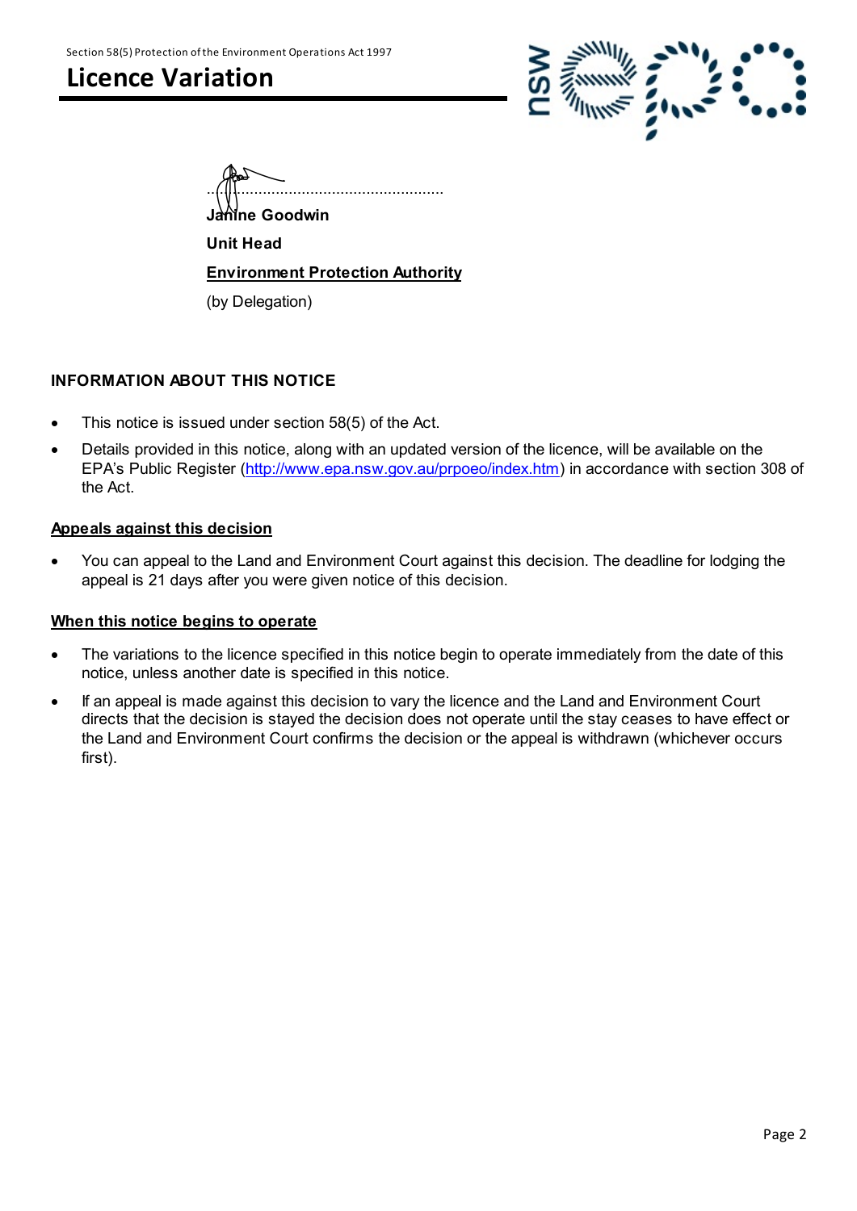Section 58(5) Protection of the Environment Operations Act 1997

# Licence Variation

.....................................................................

**Janine Goodwin**

**Unit Head**

**Environment Protection Authority**

(by Delegation)

## INFORMATION ABOUT THIS NOTICE

- This notice is issued under section 58(5) of the Act.
- Details provided in this notice, along with an updated version of the licence, will be available on the EPA's Public Register (http://www.epa.nsw.gov.au/prpoeo/index.htm) in accordance with section 308 of the Act.

### Appeals against this decision

- You can appeal to the Land and Environment Court against this decision. The deadline for lodging the appeal is 21 days after you were given notice of this decision.

### When this notice begins to operate

- The variations to the licence specified in this notice begin to operate immediately from the date of this notice, unless another date is specified in this notice.
- If an appeal is made against this decision to vary the licence and the Land and Environment Court directs that the decision is stayed the decision does not operate until the stay ceases to have effect or the Land and Environment Court confirms the decision or the appeal is withdrawn (whichever occurs first).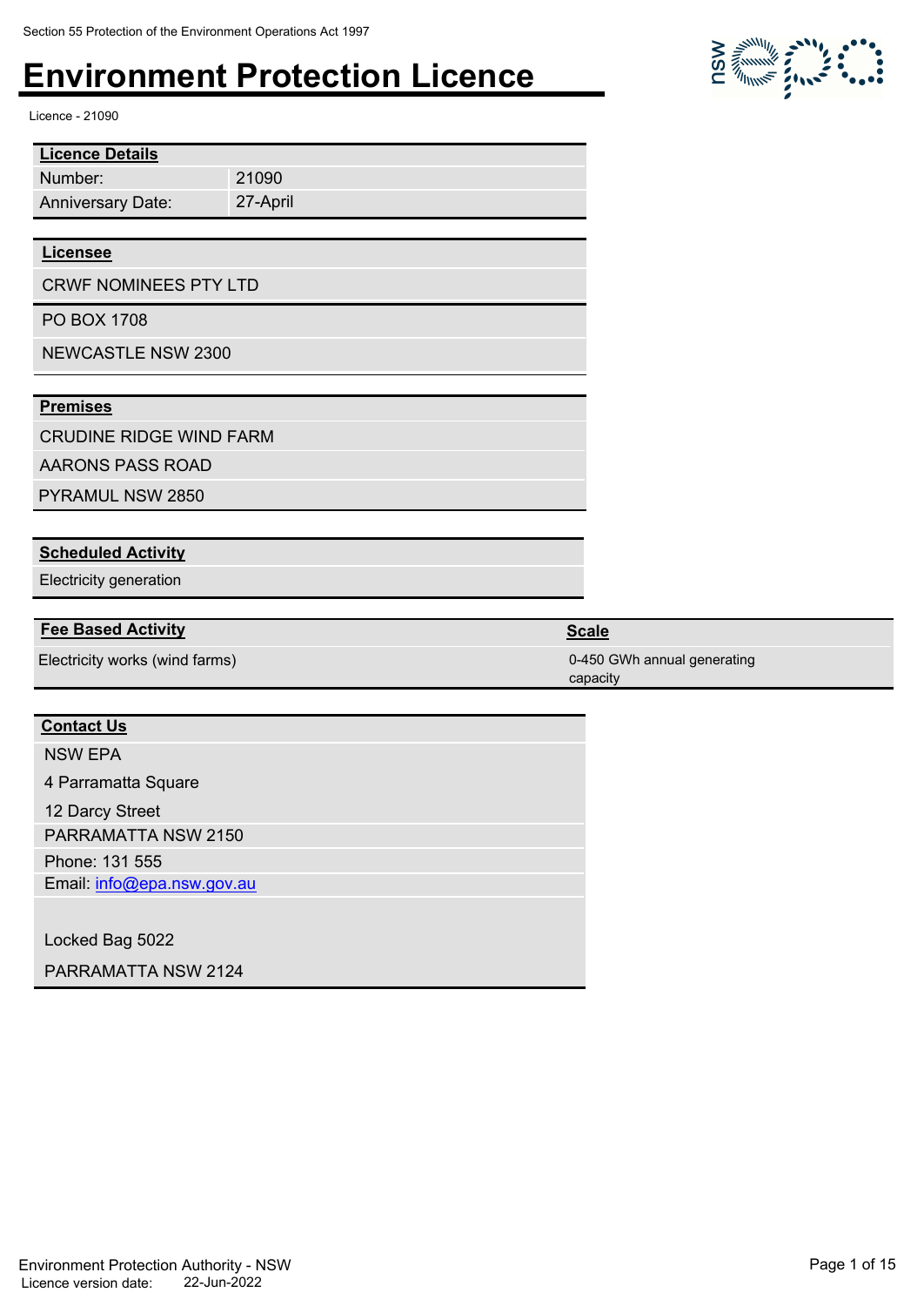Section 55 Protection of the Environment Operations Act 1997

# Environment Protection Licence

Licence - 21090

| **Licence Details** | |
|---|---|
| Number: | 21090 |
| Anniversary Date: | 27-April |

| **Licensee** |
|---|
| CRWF NOMINEES PTY LTD |
| PO BOX 1708 |
| NEWCASTLE NSW 2300 |

| **Premises** |
|---|
| CRUDINE RIDGE WIND FARM |
| AARONS PASS ROAD |
| PYRAMUL NSW 2850 |

| **Scheduled Activity** |
|---|
| Electricity generation |

| **Fee Based Activity** | **Scale** |
|---|---|
| Electricity works (wind farms) | 0-450 GWh annual generating capacity |

| **Contact Us** |
|---|
| NSW EPA |
| 4 Parramatta Square |
| 12 Darcy Street |
| PARRAMATTA NSW 2150 |
| Phone: 131 555 |
| Email: info@epa.nsw.gov.au |
| |
| Locked Bag 5022 |
| PARRAMATTA NSW 2124 |

Environment Protection Authority - NSW
Licence version date: 22-Jun-2022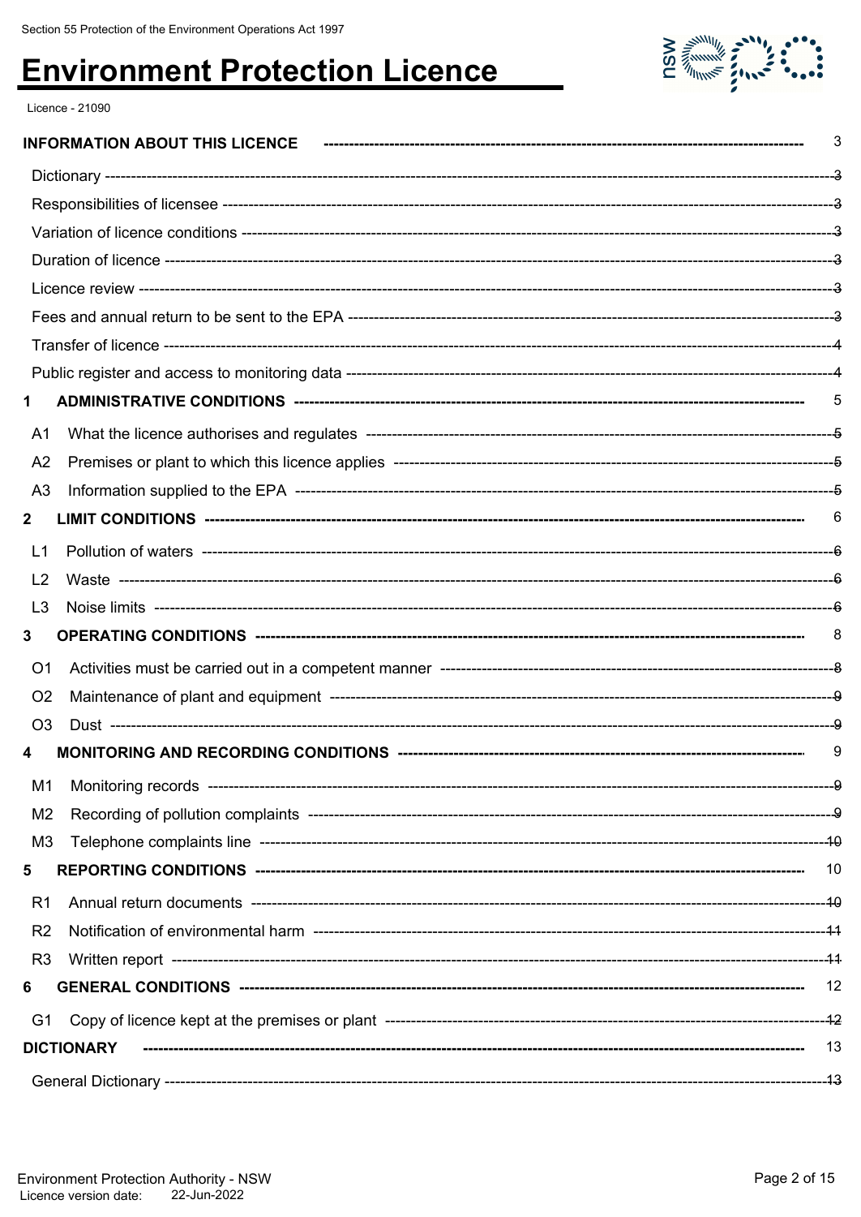Section 55 Protection of the Environment Operations Act 1997

# Environment Protection Licence

Licence - 21090

| | |
|---|---|
| **INFORMATION ABOUT THIS LICENCE** | 3 |
| Dictionary | 3 |
| Responsibilities of licensee | 3 |
| Variation of licence conditions | 3 |
| Duration of licence | 3 |
| Licence review | 3 |
| Fees and annual return to be sent to the EPA | 3 |
| Transfer of licence | 4 |
| Public register and access to monitoring data | 4 |
| **1 ADMINISTRATIVE CONDITIONS** | 5 |
| A1 What the licence authorises and regulates | 5 |
| A2 Premises or plant to which this licence applies | 5 |
| A3 Information supplied to the EPA | 5 |
| **2 LIMIT CONDITIONS** | 6 |
| L1 Pollution of waters | 6 |
| L2 Waste | 6 |
| L3 Noise limits | 6 |
| **3 OPERATING CONDITIONS** | 8 |
| O1 Activities must be carried out in a competent manner | 8 |
| O2 Maintenance of plant and equipment | 9 |
| O3 Dust | 9 |
| **4 MONITORING AND RECORDING CONDITIONS** | 9 |
| M1 Monitoring records | 9 |
| M2 Recording of pollution complaints | 9 |
| M3 Telephone complaints line | 10 |
| **5 REPORTING CONDITIONS** | 10 |
| R1 Annual return documents | 10 |
| R2 Notification of environmental harm | 11 |
| R3 Written report | 11 |
| **6 GENERAL CONDITIONS** | 12 |
| G1 Copy of licence kept at the premises or plant | 12 |
| **DICTIONARY** | 13 |
| General Dictionary | 13 |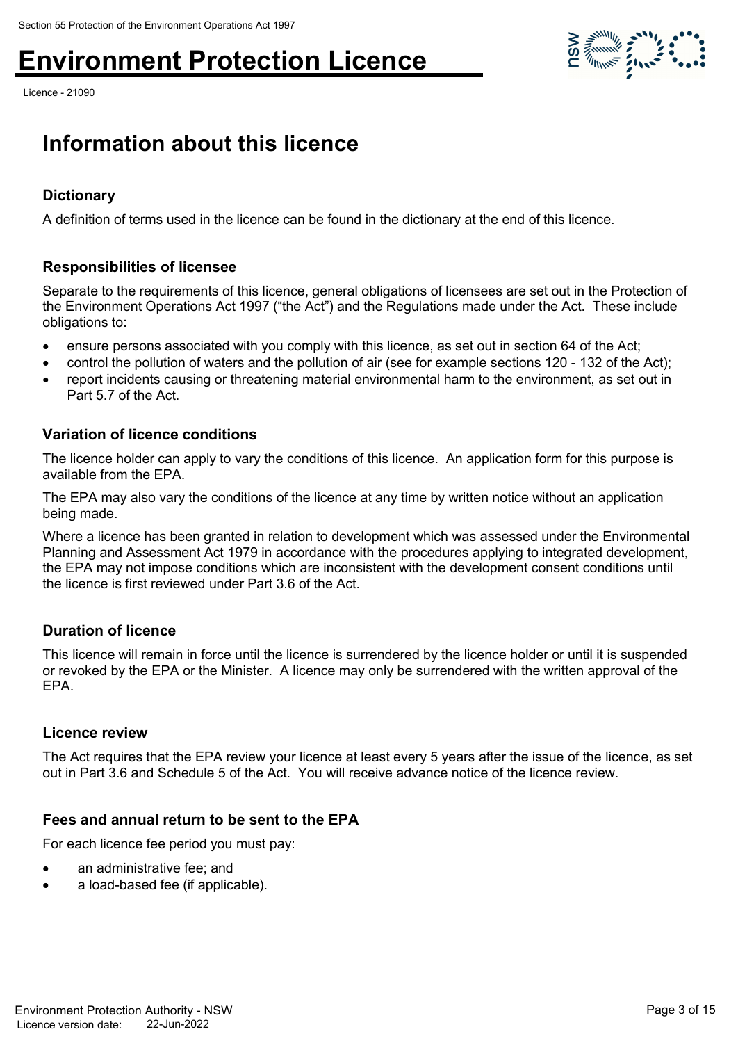# Information about this licence

## Dictionary

A definition of terms used in the licence can be found in the dictionary at the end of this licence.

## Responsibilities of licensee

Separate to the requirements of this licence, general obligations of licensees are set out in the Protection of the Environment Operations Act 1997 ("the Act") and the Regulations made under the Act. These include obligations to:

- ensure persons associated with you comply with this licence, as set out in section 64 of the Act;
- control the pollution of waters and the pollution of air (see for example sections 120 - 132 of the Act);
- report incidents causing or threatening material environmental harm to the environment, as set out in Part 5.7 of the Act.

## Variation of licence conditions

The licence holder can apply to vary the conditions of this licence. An application form for this purpose is available from the EPA.

The EPA may also vary the conditions of the licence at any time by written notice without an application being made.

Where a licence has been granted in relation to development which was assessed under the Environmental Planning and Assessment Act 1979 in accordance with the procedures applying to integrated development, the EPA may not impose conditions which are inconsistent with the development consent conditions until the licence is first reviewed under Part 3.6 of the Act.

## Duration of licence

This licence will remain in force until the licence is surrendered by the licence holder or until it is suspended or revoked by the EPA or the Minister. A licence may only be surrendered with the written approval of the EPA.

## Licence review

The Act requires that the EPA review your licence at least every 5 years after the issue of the licence, as set out in Part 3.6 and Schedule 5 of the Act. You will receive advance notice of the licence review.

## Fees and annual return to be sent to the EPA

For each licence fee period you must pay:

- an administrative fee; and
- a load-based fee (if applicable).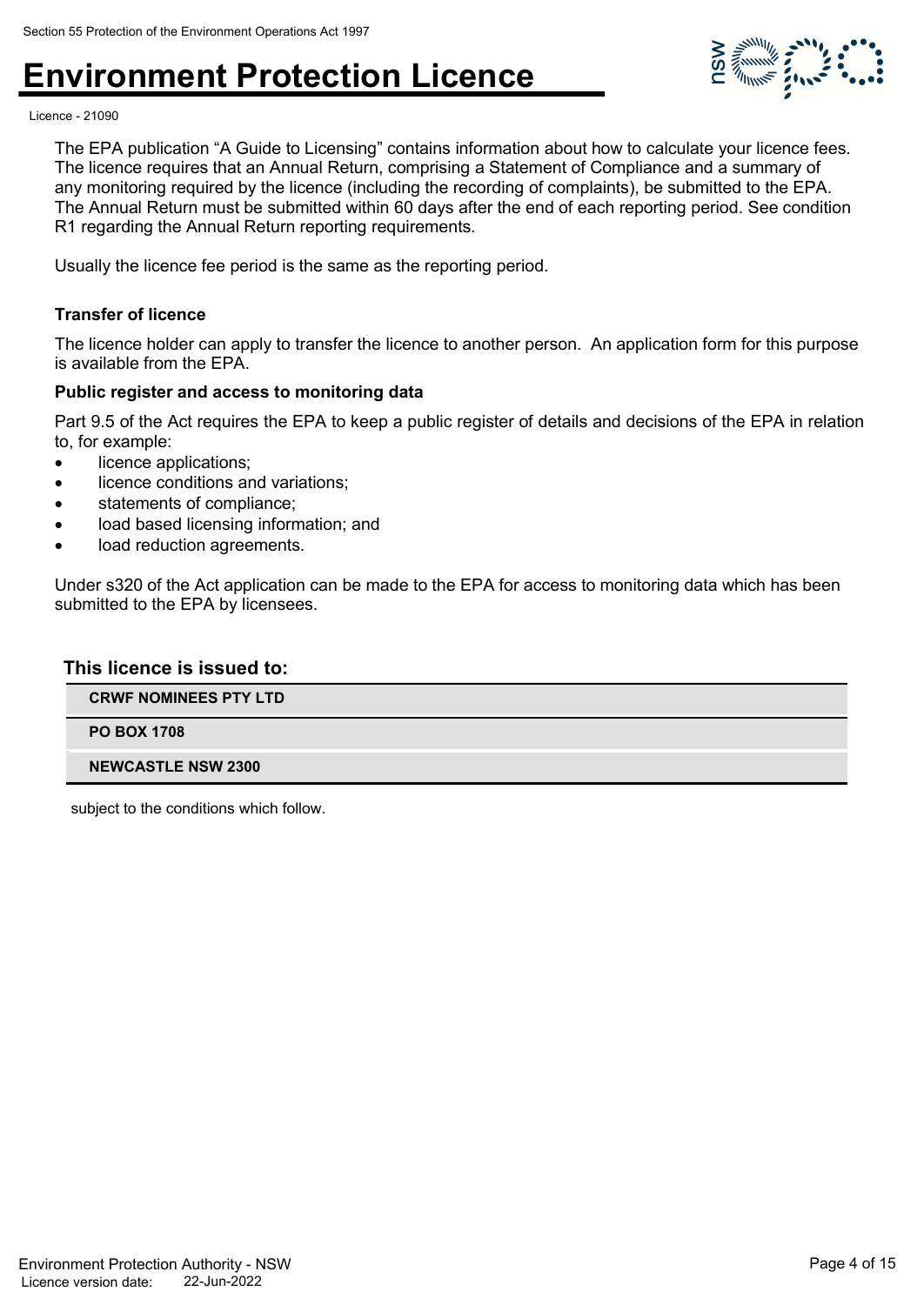The EPA publication “A Guide to Licensing” contains information about how to calculate your licence fees. The licence requires that an Annual Return, comprising a Statement of Compliance and a summary of any monitoring required by the licence (including the recording of complaints), be submitted to the EPA. The Annual Return must be submitted within 60 days after the end of each reporting period. See condition R1 regarding the Annual Return reporting requirements.

Usually the licence fee period is the same as the reporting period.

#### Transfer of licence

The licence holder can apply to transfer the licence to another person. An application form for this purpose is available from the EPA.

#### Public register and access to monitoring data

Part 9.5 of the Act requires the EPA to keep a public register of details and decisions of the EPA in relation to, for example:

- licence applications;
- licence conditions and variations;
- statements of compliance;
- load based licensing information; and
- load reduction agreements.

Under s320 of the Act application can be made to the EPA for access to monitoring data which has been submitted to the EPA by licensees.

### This licence is issued to:

**CRWF NOMINEES PTY LTD**

**PO BOX 1708**

**NEWCASTLE NSW 2300**

subject to the conditions which follow.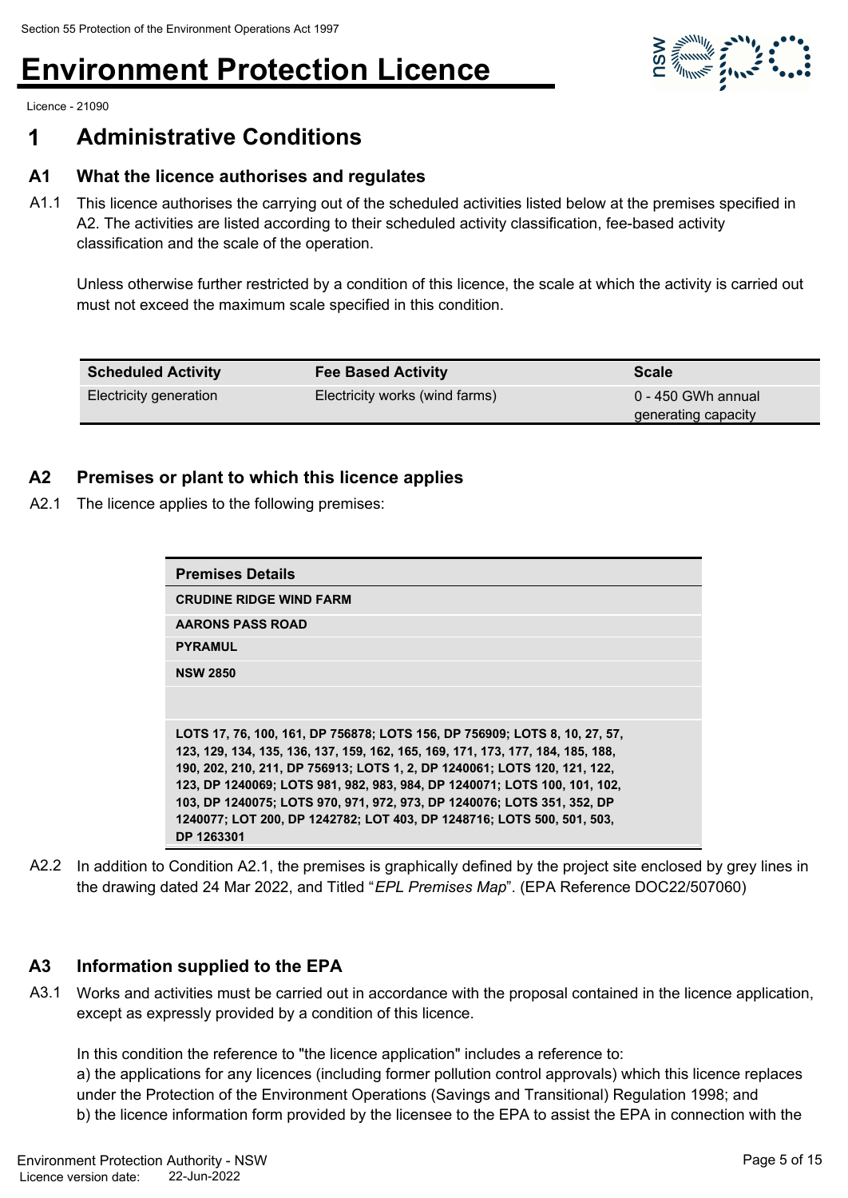# Environment Protection Licence

Licence - 21090

## 1 Administrative Conditions

### A1 What the licence authorises and regulates

A1.1 This licence authorises the carrying out of the scheduled activities listed below at the premises specified in A2. The activities are listed according to their scheduled activity classification, fee-based activity classification and the scale of the operation.

Unless otherwise further restricted by a condition of this licence, the scale at which the activity is carried out must not exceed the maximum scale specified in this condition.

| Scheduled Activity | Fee Based Activity | Scale |
| --- | --- | --- |
| Electricity generation | Electricity works (wind farms) | 0 - 450 GWh annual generating capacity |

### A2 Premises or plant to which this licence applies

A2.1 The licence applies to the following premises:

| Premises Details |
| --- |
| CRUDINE RIDGE WIND FARM |
| AARONS PASS ROAD |
| PYRAMUL |
| NSW 2850 |
| |
| LOTS 17, 76, 100, 161, DP 756878; LOTS 156, DP 756909; LOTS 8, 10, 27, 57, 123, 129, 134, 135, 136, 137, 159, 162, 165, 169, 171, 173, 177, 184, 185, 188, 190, 202, 210, 211, DP 756913; LOTS 1, 2, DP 1240061; LOTS 120, 121, 122, 123, DP 1240069; LOTS 981, 982, 983, 984, DP 1240071; LOTS 100, 101, 102, 103, DP 1240075; LOTS 970, 971, 972, 973, DP 1240076; LOTS 351, 352, DP 1240077; LOT 200, DP 1242782; LOT 403, DP 1248716; LOTS 500, 501, 503, DP 1263301 |

A2.2 In addition to Condition A2.1, the premises is graphically defined by the project site enclosed by grey lines in the drawing dated 24 Mar 2022, and Titled "*EPL Premises Map*". (EPA Reference DOC22/507060)

### A3 Information supplied to the EPA

A3.1 Works and activities must be carried out in accordance with the proposal contained in the licence application, except as expressly provided by a condition of this licence.

In this condition the reference to "the licence application" includes a reference to:
a) the applications for any licences (including former pollution control approvals) which this licence replaces under the Protection of the Environment Operations (Savings and Transitional) Regulation 1998; and
b) the licence information form provided by the licensee to the EPA to assist the EPA in connection with the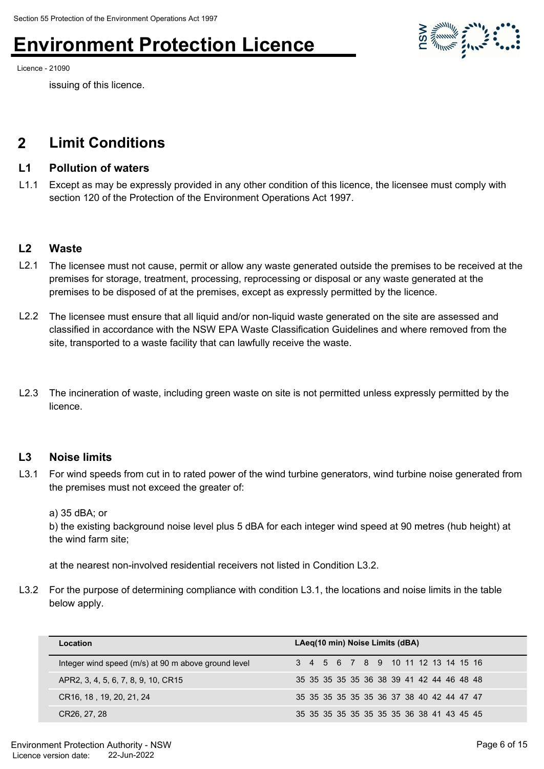issuing of this licence.

## 2 Limit Conditions

### L1 Pollution of waters

L1.1 Except as may be expressly provided in any other condition of this licence, the licensee must comply with section 120 of the Protection of the Environment Operations Act 1997.

### L2 Waste

L2.1 The licensee must not cause, permit or allow any waste generated outside the premises to be received at the premises for storage, treatment, processing, reprocessing or disposal or any waste generated at the premises to be disposed of at the premises, except as expressly permitted by the licence.

L2.2 The licensee must ensure that all liquid and/or non-liquid waste generated on the site are assessed and classified in accordance with the NSW EPA Waste Classification Guidelines and where removed from the site, transported to a waste facility that can lawfully receive the waste.

L2.3 The incineration of waste, including green waste on site is not permitted unless expressly permitted by the licence.

### L3 Noise limits

L3.1 For wind speeds from cut in to rated power of the wind turbine generators, wind turbine noise generated from the premises must not exceed the greater of:

a) 35 dBA; or
b) the existing background noise level plus 5 dBA for each integer wind speed at 90 metres (hub height) at the wind farm site;

at the nearest non-involved residential receivers not listed in Condition L3.2.

L3.2 For the purpose of determining compliance with condition L3.1, the locations and noise limits in the table below apply.

| Location | LAeq(10 min) Noise Limits (dBA) | | | | | | | | | | | | | |
|---|---|---|---|---|---|---|---|---|---|---|---|---|---|---|
| Integer wind speed (m/s) at 90 m above ground level | 3 | 4 | 5 | 6 | 7 | 8 | 9 | 10 | 11 | 12 | 13 | 14 | 15 | 16 |
| APR2, 3, 4, 5, 6, 7, 8, 9, 10, CR15 | 35 | 35 | 35 | 35 | 35 | 36 | 38 | 39 | 41 | 42 | 44 | 46 | 48 | 48 |
| CR16, 18 , 19, 20, 21, 24 | 35 | 35 | 35 | 35 | 35 | 35 | 36 | 37 | 38 | 40 | 42 | 44 | 47 | 47 |
| CR26, 27, 28 | 35 | 35 | 35 | 35 | 35 | 35 | 35 | 35 | 36 | 38 | 41 | 43 | 45 | 45 |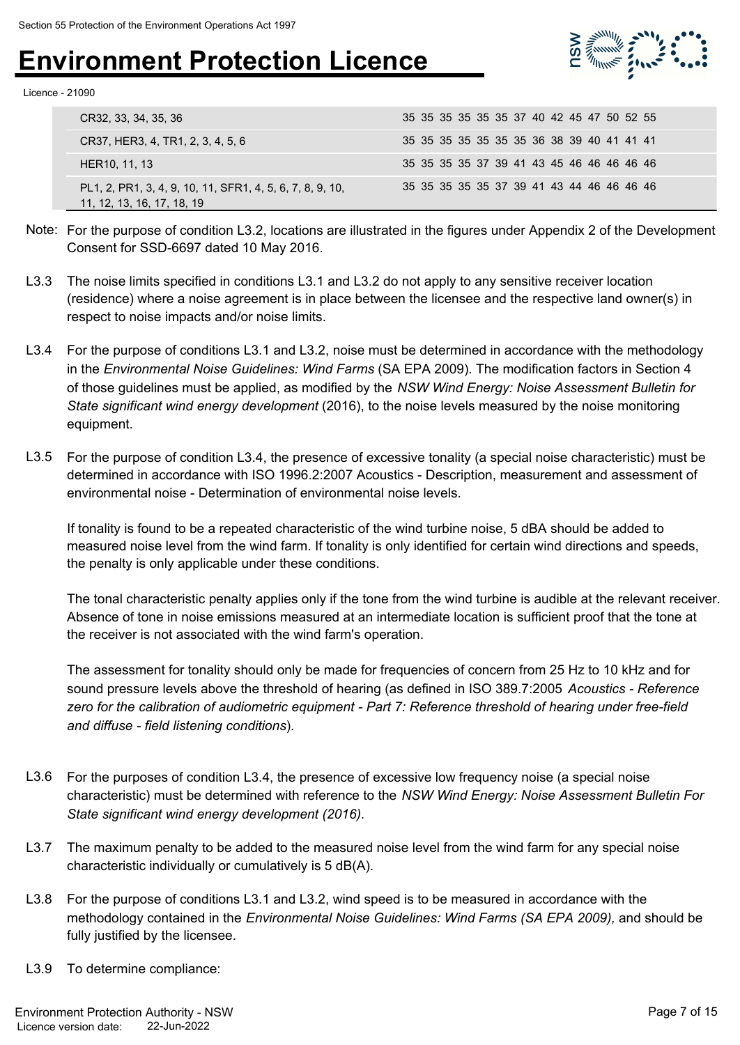| | | | | | | | | | | | | | |
|---|---|---|---|---|---|---|---|---|---|---|---|---|---|
| CR32, 33, 34, 35, 36 | 35 | 35 | 35 | 35 | 35 | 35 | 37 | 40 | 42 | 45 | 47 | 50 | 52 | 55 |
| CR37, HER3, 4, TR1, 2, 3, 4, 5, 6 | 35 | 35 | 35 | 35 | 35 | 35 | 35 | 36 | 38 | 39 | 40 | 41 | 41 | 41 |
| HER10, 11, 13 | 35 | 35 | 35 | 35 | 37 | 39 | 41 | 43 | 45 | 46 | 46 | 46 | 46 | 46 |
| PL1, 2, PR1, 3, 4, 9, 10, 11, SFR1, 4, 5, 6, 7, 8, 9, 10, 11, 12, 13, 16, 17, 18, 19 | 35 | 35 | 35 | 35 | 35 | 37 | 39 | 41 | 43 | 44 | 46 | 46 | 46 | 46 |

Note: For the purpose of condition L3.2, locations are illustrated in the figures under Appendix 2 of the Development Consent for SSD-6697 dated 10 May 2016.

L3.3 The noise limits specified in conditions L3.1 and L3.2 do not apply to any sensitive receiver location (residence) where a noise agreement is in place between the licensee and the respective land owner(s) in respect to noise impacts and/or noise limits.

L3.4 For the purpose of conditions L3.1 and L3.2, noise must be determined in accordance with the methodology in the *Environmental Noise Guidelines: Wind Farms* (SA EPA 2009). The modification factors in Section 4 of those guidelines must be applied, as modified by the *NSW Wind Energy: Noise Assessment Bulletin for State significant wind energy development* (2016), to the noise levels measured by the noise monitoring equipment.

L3.5 For the purpose of condition L3.4, the presence of excessive tonality (a special noise characteristic) must be determined in accordance with ISO 1996.2:2007 Acoustics - Description, measurement and assessment of environmental noise - Determination of environmental noise levels.

If tonality is found to be a repeated characteristic of the wind turbine noise, 5 dBA should be added to measured noise level from the wind farm. If tonality is only identified for certain wind directions and speeds, the penalty is only applicable under these conditions.

The tonal characteristic penalty applies only if the tone from the wind turbine is audible at the relevant receiver. Absence of tone in noise emissions measured at an intermediate location is sufficient proof that the tone at the receiver is not associated with the wind farm's operation.

The assessment for tonality should only be made for frequencies of concern from 25 Hz to 10 kHz and for sound pressure levels above the threshold of hearing (as defined in ISO 389.7:2005 *Acoustics - Reference zero for the calibration of audiometric equipment - Part 7: Reference threshold of hearing under free-field and diffuse - field listening conditions*).

L3.6 For the purposes of condition L3.4, the presence of excessive low frequency noise (a special noise characteristic) must be determined with reference to the *NSW Wind Energy: Noise Assessment Bulletin For State significant wind energy development (2016)*.

L3.7 The maximum penalty to be added to the measured noise level from the wind farm for any special noise characteristic individually or cumulatively is 5 dB(A).

L3.8 For the purpose of conditions L3.1 and L3.2, wind speed is to be measured in accordance with the methodology contained in the *Environmental Noise Guidelines: Wind Farms (SA EPA 2009),* and should be fully justified by the licensee.

L3.9 To determine compliance: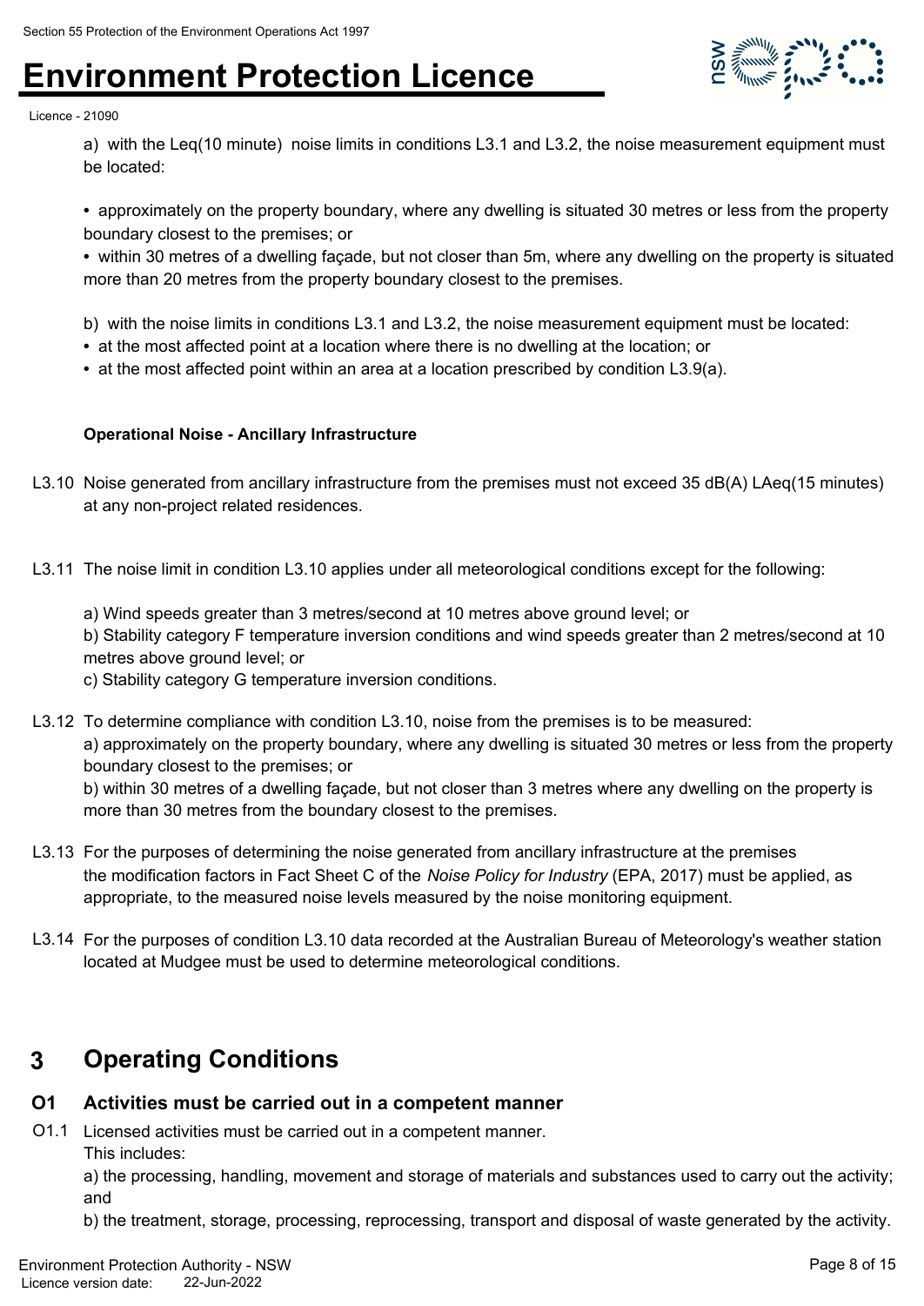a) with the Leq(10 minute) noise limits in conditions L3.1 and L3.2, the noise measurement equipment must be located:

- approximately on the property boundary, where any dwelling is situated 30 metres or less from the property boundary closest to the premises; or
- within 30 metres of a dwelling façade, but not closer than 5m, where any dwelling on the property is situated more than 20 metres from the property boundary closest to the premises.

b) with the noise limits in conditions L3.1 and L3.2, the noise measurement equipment must be located:

- at the most affected point at a location where there is no dwelling at the location; or
- at the most affected point within an area at a location prescribed by condition L3.9(a).

**Operational Noise - Ancillary Infrastructure**

L3.10 Noise generated from ancillary infrastructure from the premises must not exceed 35 dB(A) LAeq(15 minutes) at any non-project related residences.

L3.11 The noise limit in condition L3.10 applies under all meteorological conditions except for the following:

a) Wind speeds greater than 3 metres/second at 10 metres above ground level; or
b) Stability category F temperature inversion conditions and wind speeds greater than 2 metres/second at 10 metres above ground level; or
c) Stability category G temperature inversion conditions.

L3.12 To determine compliance with condition L3.10, noise from the premises is to be measured:
a) approximately on the property boundary, where any dwelling is situated 30 metres or less from the property boundary closest to the premises; or
b) within 30 metres of a dwelling façade, but not closer than 3 metres where any dwelling on the property is more than 30 metres from the boundary closest to the premises.

L3.13 For the purposes of determining the noise generated from ancillary infrastructure at the premises the modification factors in Fact Sheet C of the *Noise Policy for Industry* (EPA, 2017) must be applied, as appropriate, to the measured noise levels measured by the noise monitoring equipment.

L3.14 For the purposes of condition L3.10 data recorded at the Australian Bureau of Meteorology's weather station located at Mudgee must be used to determine meteorological conditions.

# 3 Operating Conditions

## O1 Activities must be carried out in a competent manner

O1.1 Licensed activities must be carried out in a competent manner.
This includes:
a) the processing, handling, movement and storage of materials and substances used to carry out the activity; and
b) the treatment, storage, processing, reprocessing, transport and disposal of waste generated by the activity.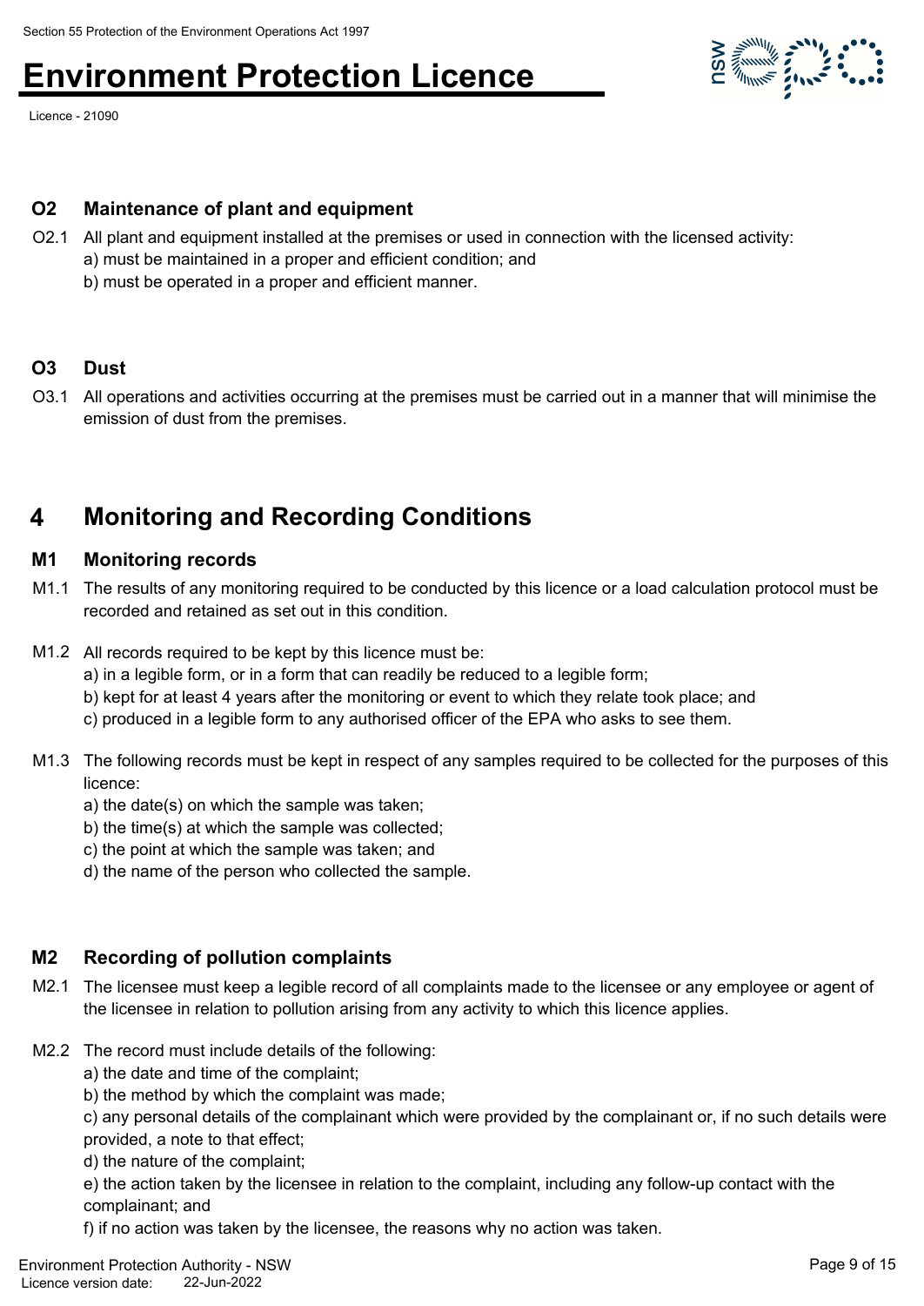### O2 Maintenance of plant and equipment

O2.1 All plant and equipment installed at the premises or used in connection with the licensed activity:
a) must be maintained in a proper and efficient condition; and
b) must be operated in a proper and efficient manner.

### O3 Dust

O3.1 All operations and activities occurring at the premises must be carried out in a manner that will minimise the emission of dust from the premises.

## 4 Monitoring and Recording Conditions

### M1 Monitoring records

M1.1 The results of any monitoring required to be conducted by this licence or a load calculation protocol must be recorded and retained as set out in this condition.

M1.2 All records required to be kept by this licence must be:
a) in a legible form, or in a form that can readily be reduced to a legible form;
b) kept for at least 4 years after the monitoring or event to which they relate took place; and
c) produced in a legible form to any authorised officer of the EPA who asks to see them.

M1.3 The following records must be kept in respect of any samples required to be collected for the purposes of this licence:
a) the date(s) on which the sample was taken;
b) the time(s) at which the sample was collected;
c) the point at which the sample was taken; and
d) the name of the person who collected the sample.

### M2 Recording of pollution complaints

M2.1 The licensee must keep a legible record of all complaints made to the licensee or any employee or agent of the licensee in relation to pollution arising from any activity to which this licence applies.

M2.2 The record must include details of the following:
a) the date and time of the complaint;
b) the method by which the complaint was made;
c) any personal details of the complainant which were provided by the complainant or, if no such details were provided, a note to that effect;
d) the nature of the complaint;
e) the action taken by the licensee in relation to the complaint, including any follow-up contact with the complainant; and
f) if no action was taken by the licensee, the reasons why no action was taken.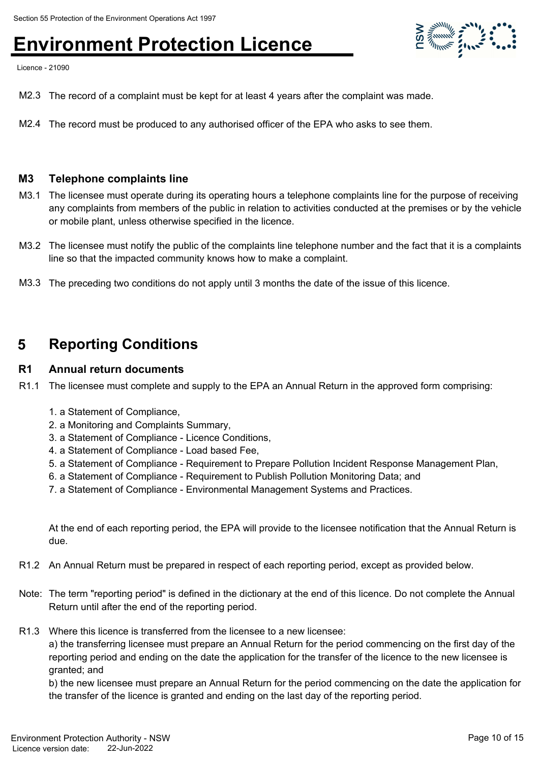M2.3 The record of a complaint must be kept for at least 4 years after the complaint was made.

M2.4 The record must be produced to any authorised officer of the EPA who asks to see them.

### M3 Telephone complaints line

M3.1 The licensee must operate during its operating hours a telephone complaints line for the purpose of receiving any complaints from members of the public in relation to activities conducted at the premises or by the vehicle or mobile plant, unless otherwise specified in the licence.

M3.2 The licensee must notify the public of the complaints line telephone number and the fact that it is a complaints line so that the impacted community knows how to make a complaint.

M3.3 The preceding two conditions do not apply until 3 months the date of the issue of this licence.

## 5 Reporting Conditions

### R1 Annual return documents

R1.1 The licensee must complete and supply to the EPA an Annual Return in the approved form comprising:

1. a Statement of Compliance,
2. a Monitoring and Complaints Summary,
3. a Statement of Compliance - Licence Conditions,
4. a Statement of Compliance - Load based Fee,
5. a Statement of Compliance - Requirement to Prepare Pollution Incident Response Management Plan,
6. a Statement of Compliance - Requirement to Publish Pollution Monitoring Data; and
7. a Statement of Compliance - Environmental Management Systems and Practices.

At the end of each reporting period, the EPA will provide to the licensee notification that the Annual Return is due.

R1.2 An Annual Return must be prepared in respect of each reporting period, except as provided below.

Note: The term "reporting period" is defined in the dictionary at the end of this licence. Do not complete the Annual Return until after the end of the reporting period.

R1.3 Where this licence is transferred from the licensee to a new licensee:
a) the transferring licensee must prepare an Annual Return for the period commencing on the first day of the reporting period and ending on the date the application for the transfer of the licence to the new licensee is granted; and
b) the new licensee must prepare an Annual Return for the period commencing on the date the application for the transfer of the licence is granted and ending on the last day of the reporting period.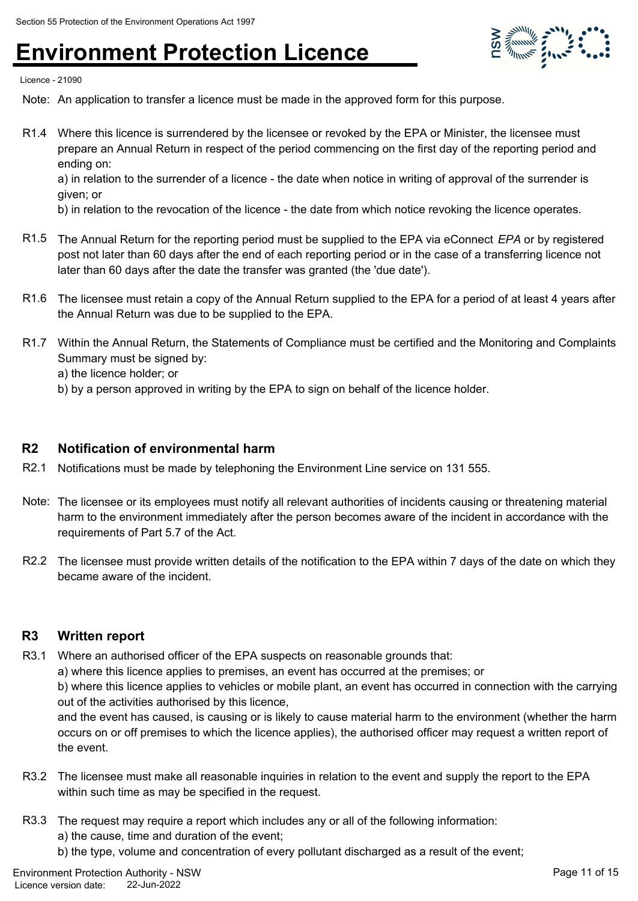Note: An application to transfer a licence must be made in the approved form for this purpose.

R1.4 Where this licence is surrendered by the licensee or revoked by the EPA or Minister, the licensee must prepare an Annual Return in respect of the period commencing on the first day of the reporting period and ending on:
a) in relation to the surrender of a licence - the date when notice in writing of approval of the surrender is given; or
b) in relation to the revocation of the licence - the date from which notice revoking the licence operates.

R1.5 The Annual Return for the reporting period must be supplied to the EPA via eConnect *EPA* or by registered post not later than 60 days after the end of each reporting period or in the case of a transferring licence not later than 60 days after the date the transfer was granted (the 'due date').

R1.6 The licensee must retain a copy of the Annual Return supplied to the EPA for a period of at least 4 years after the Annual Return was due to be supplied to the EPA.

R1.7 Within the Annual Return, the Statements of Compliance must be certified and the Monitoring and Complaints Summary must be signed by:
a) the licence holder; or
b) by a person approved in writing by the EPA to sign on behalf of the licence holder.

## R2 Notification of environmental harm

R2.1 Notifications must be made by telephoning the Environment Line service on 131 555.

Note: The licensee or its employees must notify all relevant authorities of incidents causing or threatening material harm to the environment immediately after the person becomes aware of the incident in accordance with the requirements of Part 5.7 of the Act.

R2.2 The licensee must provide written details of the notification to the EPA within 7 days of the date on which they became aware of the incident.

## R3 Written report

R3.1 Where an authorised officer of the EPA suspects on reasonable grounds that:
a) where this licence applies to premises, an event has occurred at the premises; or
b) where this licence applies to vehicles or mobile plant, an event has occurred in connection with the carrying out of the activities authorised by this licence,
and the event has caused, is causing or is likely to cause material harm to the environment (whether the harm occurs on or off premises to which the licence applies), the authorised officer may request a written report of the event.

R3.2 The licensee must make all reasonable inquiries in relation to the event and supply the report to the EPA within such time as may be specified in the request.

R3.3 The request may require a report which includes any or all of the following information:
a) the cause, time and duration of the event;
b) the type, volume and concentration of every pollutant discharged as a result of the event;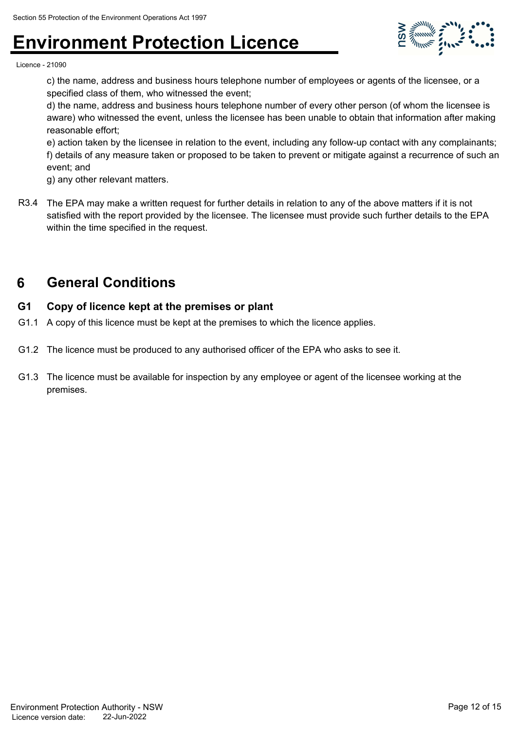c) the name, address and business hours telephone number of employees or agents of the licensee, or a specified class of them, who witnessed the event;
d) the name, address and business hours telephone number of every other person (of whom the licensee is aware) who witnessed the event, unless the licensee has been unable to obtain that information after making reasonable effort;
e) action taken by the licensee in relation to the event, including any follow-up contact with any complainants;
f) details of any measure taken or proposed to be taken to prevent or mitigate against a recurrence of such an event; and
g) any other relevant matters.

R3.4 The EPA may make a written request for further details in relation to any of the above matters if it is not satisfied with the report provided by the licensee. The licensee must provide such further details to the EPA within the time specified in the request.

# 6 General Conditions

## G1 Copy of licence kept at the premises or plant

G1.1 A copy of this licence must be kept at the premises to which the licence applies.

G1.2 The licence must be produced to any authorised officer of the EPA who asks to see it.

G1.3 The licence must be available for inspection by any employee or agent of the licensee working at the premises.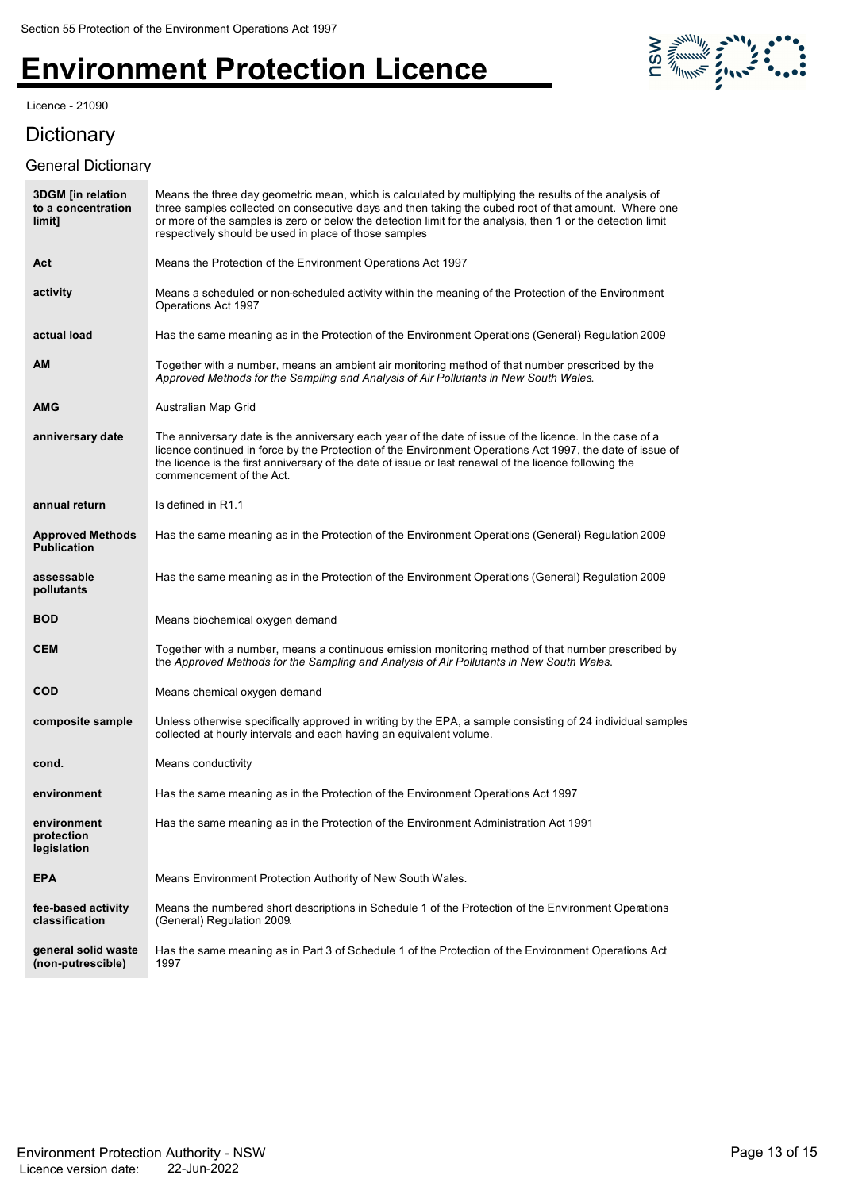# Environment Protection Licence

Licence - 21090

## Dictionary

### General Dictionary

| | |
|---|---|
| **3DGM [in relation to a concentration limit]** | Means the three day geometric mean, which is calculated by multiplying the results of the analysis of three samples collected on consecutive days and then taking the cubed root of that amount. Where one or more of the samples is zero or below the detection limit for the analysis, then 1 or the detection limit respectively should be used in place of those samples |
| **Act** | Means the Protection of the Environment Operations Act 1997 |
| **activity** | Means a scheduled or non-scheduled activity within the meaning of the Protection of the Environment Operations Act 1997 |
| **actual load** | Has the same meaning as in the Protection of the Environment Operations (General) Regulation 2009 |
| **AM** | Together with a number, means an ambient air monitoring method of that number prescribed by the *Approved Methods for the Sampling and Analysis of Air Pollutants in New South Wales.* |
| **AMG** | Australian Map Grid |
| **anniversary date** | The anniversary date is the anniversary each year of the date of issue of the licence. In the case of a licence continued in force by the Protection of the Environment Operations Act 1997, the date of issue of the licence is the first anniversary of the date of issue or last renewal of the licence following the commencement of the Act. |
| **annual return** | Is defined in R1.1 |
| **Approved Methods Publication** | Has the same meaning as in the Protection of the Environment Operations (General) Regulation 2009 |
| **assessable pollutants** | Has the same meaning as in the Protection of the Environment Operations (General) Regulation 2009 |
| **BOD** | Means biochemical oxygen demand |
| **CEM** | Together with a number, means a continuous emission monitoring method of that number prescribed by the *Approved Methods for the Sampling and Analysis of Air Pollutants in New South Wales.* |
| **COD** | Means chemical oxygen demand |
| **composite sample** | Unless otherwise specifically approved in writing by the EPA, a sample consisting of 24 individual samples collected at hourly intervals and each having an equivalent volume. |
| **cond.** | Means conductivity |
| **environment** | Has the same meaning as in the Protection of the Environment Operations Act 1997 |
| **environment protection legislation** | Has the same meaning as in the Protection of the Environment Administration Act 1991 |
| **EPA** | Means Environment Protection Authority of New South Wales. |
| **fee-based activity classification** | Means the numbered short descriptions in Schedule 1 of the Protection of the Environment Operations (General) Regulation 2009. |
| **general solid waste (non-putrescible)** | Has the same meaning as in Part 3 of Schedule 1 of the Protection of the Environment Operations Act 1997 |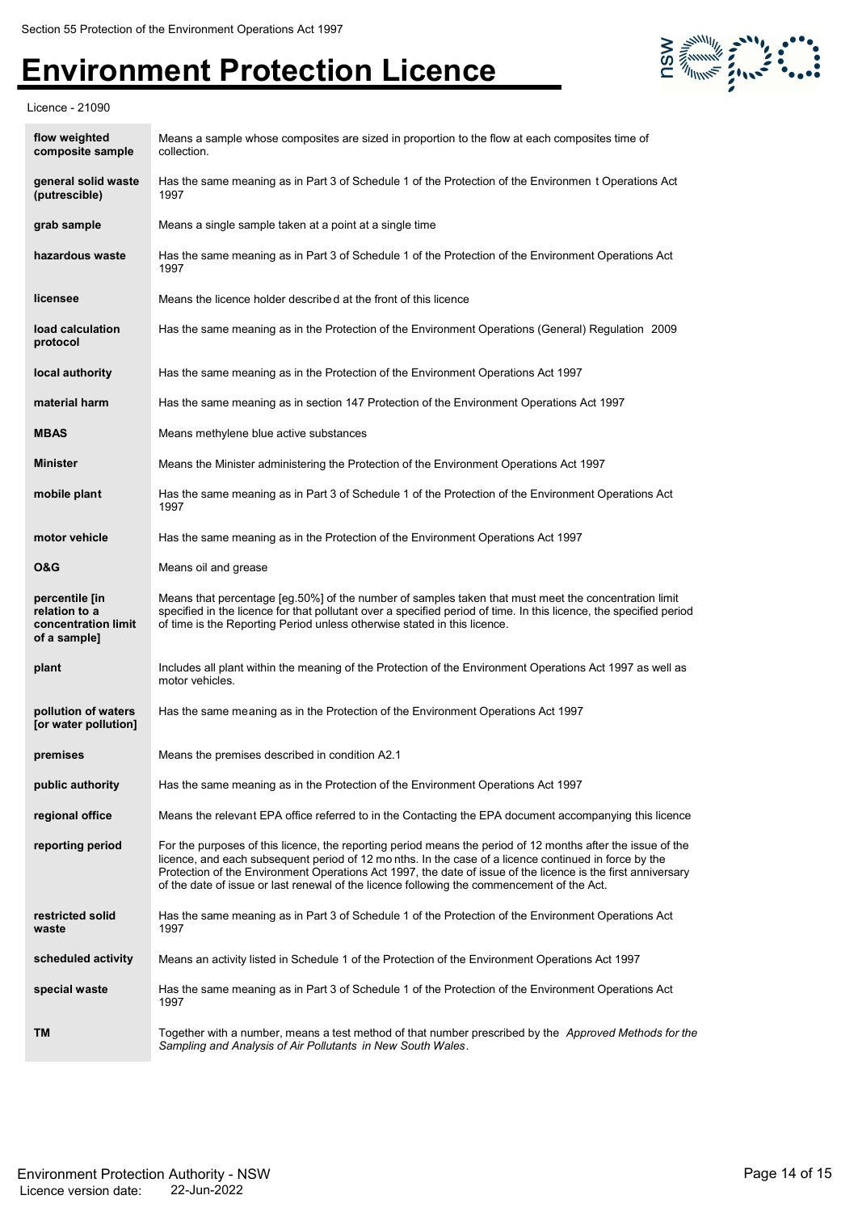| | |
|---|---|
| **flow weighted composite sample** | Means a sample whose composites are sized in proportion to the flow at each composites time of collection. |
| **general solid waste (putrescible)** | Has the same meaning as in Part 3 of Schedule 1 of the Protection of the Environmen t Operations Act 1997 |
| **grab sample** | Means a single sample taken at a point at a single time |
| **hazardous waste** | Has the same meaning as in Part 3 of Schedule 1 of the Protection of the Environment Operations Act 1997 |
| **licensee** | Means the licence holder describe d at the front of this licence |
| **load calculation protocol** | Has the same meaning as in the Protection of the Environment Operations (General) Regulation 2009 |
| **local authority** | Has the same meaning as in the Protection of the Environment Operations Act 1997 |
| **material harm** | Has the same meaning as in section 147 Protection of the Environment Operations Act 1997 |
| **MBAS** | Means methylene blue active substances |
| **Minister** | Means the Minister administering the Protection of the Environment Operations Act 1997 |
| **mobile plant** | Has the same meaning as in Part 3 of Schedule 1 of the Protection of the Environment Operations Act 1997 |
| **motor vehicle** | Has the same meaning as in the Protection of the Environment Operations Act 1997 |
| **O&G** | Means oil and grease |
| **percentile [in relation to a concentration limit of a sample]** | Means that percentage [eg.50%] of the number of samples taken that must meet the concentration limit specified in the licence for that pollutant over a specified period of time. In this licence, the specified period of time is the Reporting Period unless otherwise stated in this licence. |
| **plant** | Includes all plant within the meaning of the Protection of the Environment Operations Act 1997 as well as motor vehicles. |
| **pollution of waters [or water pollution]** | Has the same meaning as in the Protection of the Environment Operations Act 1997 |
| **premises** | Means the premises described in condition A2.1 |
| **public authority** | Has the same meaning as in the Protection of the Environment Operations Act 1997 |
| **regional office** | Means the relevant EPA office referred to in the Contacting the EPA document accompanying this licence |
| **reporting period** | For the purposes of this licence, the reporting period means the period of 12 months after the issue of the licence, and each subsequent period of 12 mo nths. In the case of a licence continued in force by the Protection of the Environment Operations Act 1997, the date of issue of the licence is the first anniversary of the date of issue or last renewal of the licence following the commencement of the Act. |
| **restricted solid waste** | Has the same meaning as in Part 3 of Schedule 1 of the Protection of the Environment Operations Act 1997 |
| **scheduled activity** | Means an activity listed in Schedule 1 of the Protection of the Environment Operations Act 1997 |
| **special waste** | Has the same meaning as in Part 3 of Schedule 1 of the Protection of the Environment Operations Act 1997 |
| **TM** | Together with a number, means a test method of that number prescribed by the *Approved Methods for the Sampling and Analysis of Air Pollutants in New South Wales*. |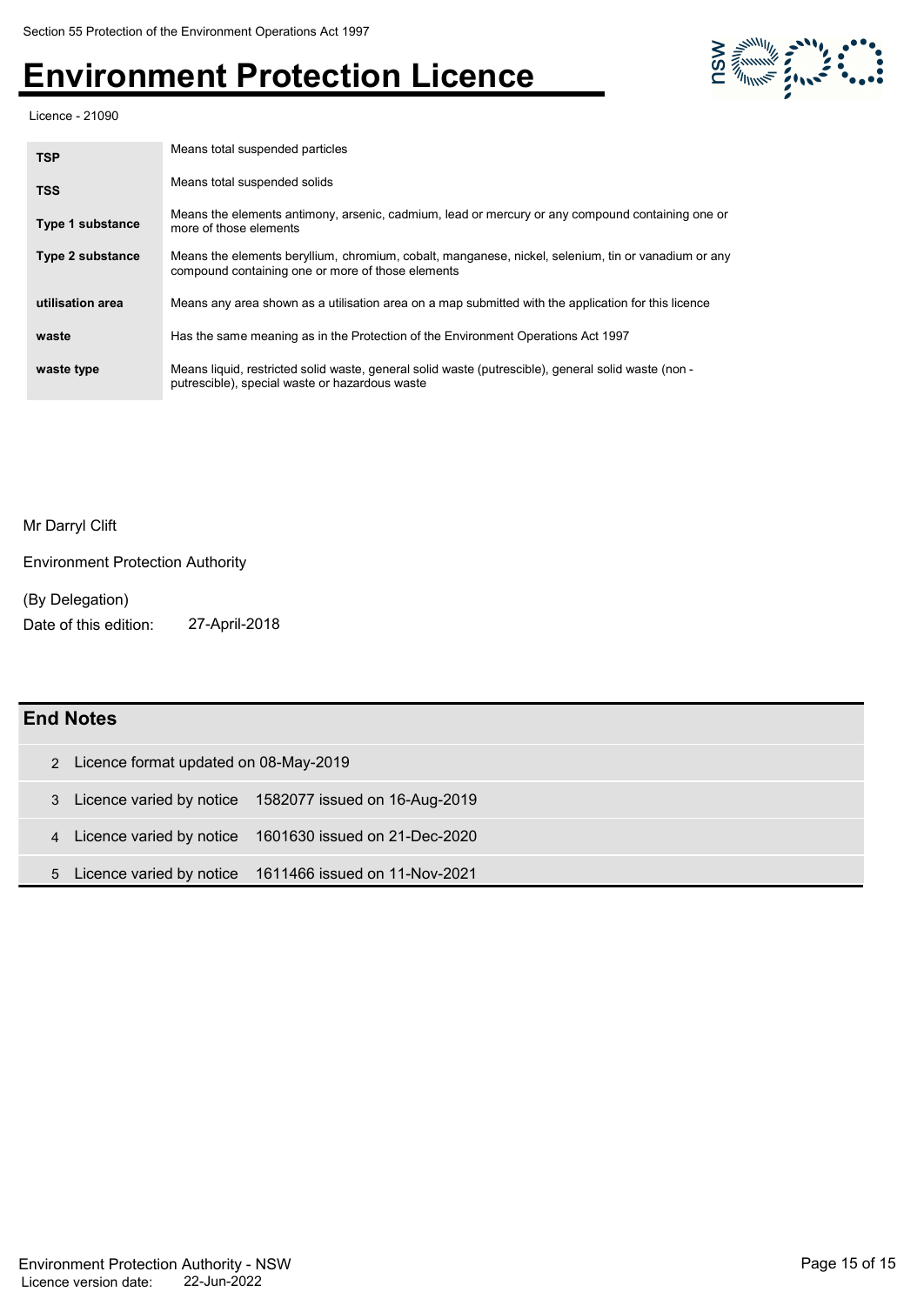| | |
|---|---|
| **TSP** | Means total suspended particles |
| **TSS** | Means total suspended solids |
| **Type 1 substance** | Means the elements antimony, arsenic, cadmium, lead or mercury or any compound containing one or more of those elements |
| **Type 2 substance** | Means the elements beryllium, chromium, cobalt, manganese, nickel, selenium, tin or vanadium or any compound containing one or more of those elements |
| **utilisation area** | Means any area shown as a utilisation area on a map submitted with the application for this licence |
| **waste** | Has the same meaning as in the Protection of the Environment Operations Act 1997 |
| **waste type** | Means liquid, restricted solid waste, general solid waste (putrescible), general solid waste (non - putrescible), special waste or hazardous waste |

Mr Darryl Clift

Environment Protection Authority

(By Delegation)

Date of this edition: 27-April-2018

## End Notes

| | | |
|---|---|---|
| 2 | Licence format updated on 08-May-2019 | |
| 3 | Licence varied by notice | 1582077 issued on 16-Aug-2019 |
| 4 | Licence varied by notice | 1601630 issued on 21-Dec-2020 |
| 5 | Licence varied by notice | 1611466 issued on 11-Nov-2021 |